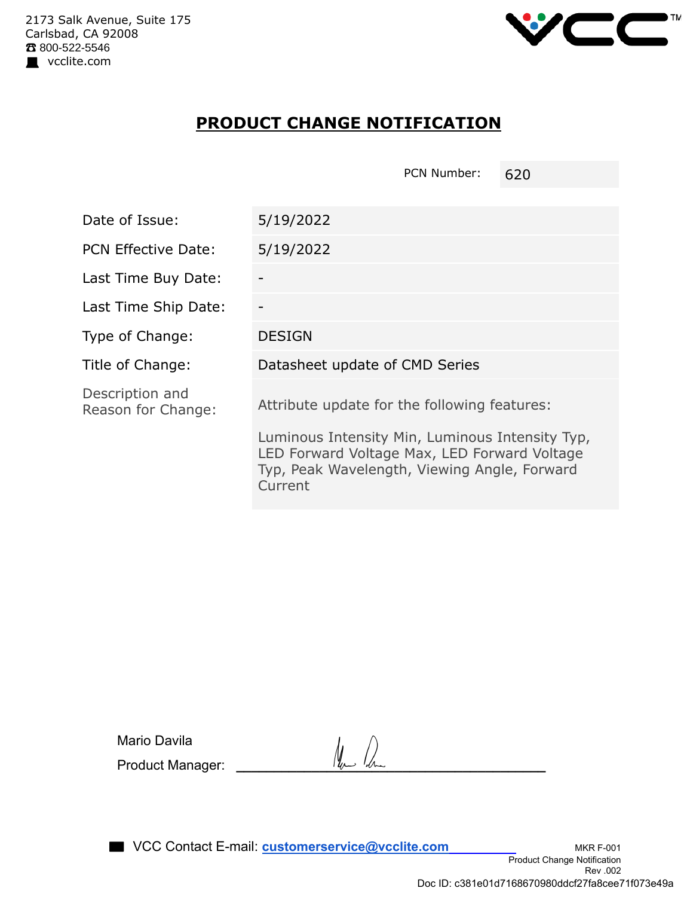2173 Salk Avenue, Suite 175
Carlsbad, CA 92008
☎ 800-522-5546
vcclite.com

# PRODUCT CHANGE NOTIFICATION

| | |
|---|---|
| PCN Number: | 620 |

| | |
|---|---|
| Date of Issue: | 5/19/2022 |
| PCN Effective Date: | 5/19/2022 |
| Last Time Buy Date: | - |
| Last Time Ship Date: | - |
| Type of Change: | DESIGN |
| Title of Change: | Datasheet update of CMD Series |
| Description and Reason for Change: | Attribute update for the following features:<br><br>Luminous Intensity Min, Luminous Intensity Typ, LED Forward Voltage Max, LED Forward Voltage Typ, Peak Wavelength, Viewing Angle, Forward Current |

Mario Davila
Product Manager: ______________________

VCC Contact E-mail: **customerservice@vcclite.com**

MKR F-001
Product Change Notification
Rev .002
Doc ID: c381e01d7168670980ddcf27fa8cee71f073e49a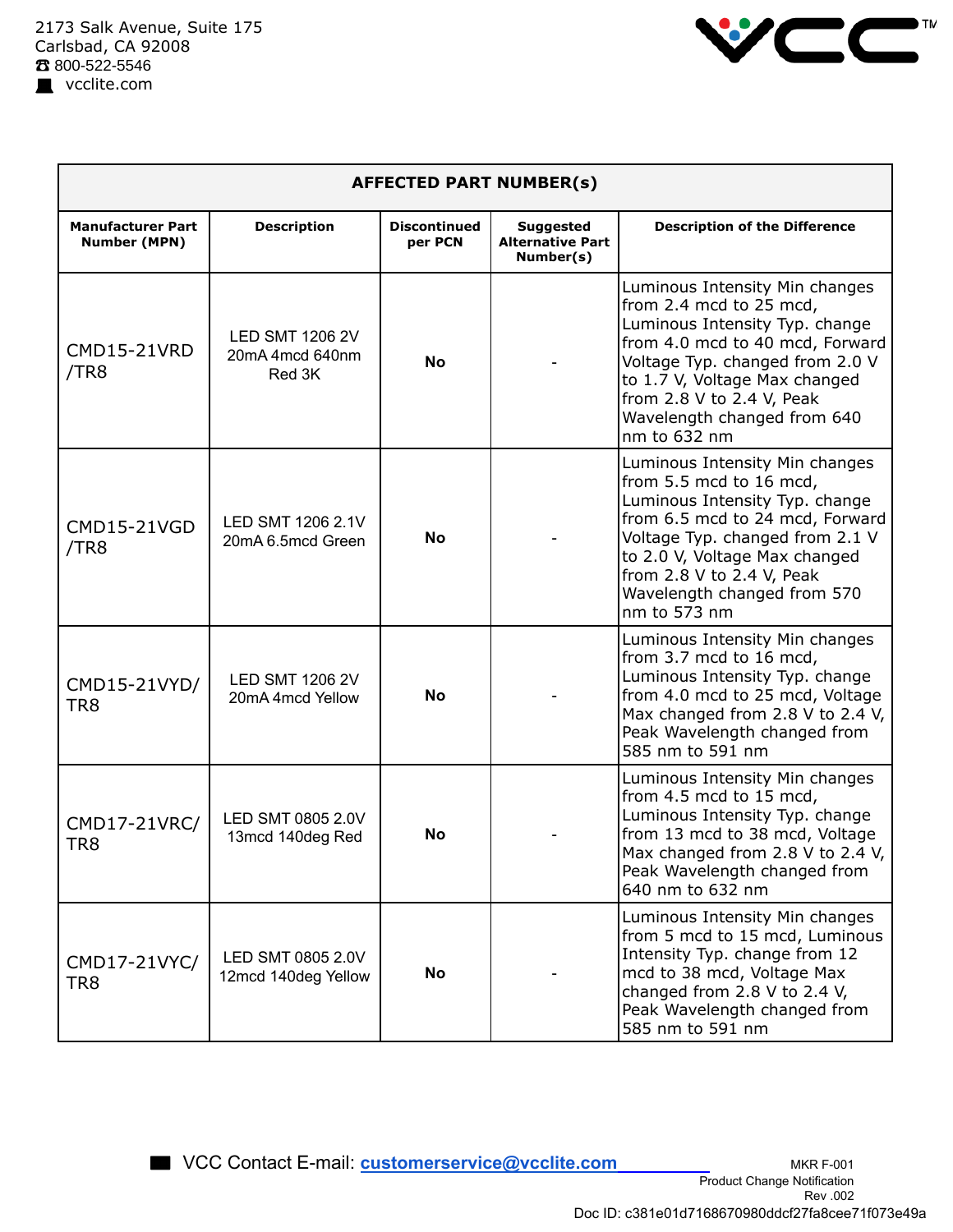2173 Salk Avenue, Suite 175
Carlsbad, CA 92008
800-522-5546
vcclite.com

| AFFECTED PART NUMBER(s) | | | | |
|---|---|---|---|---|
| **Manufacturer Part Number (MPN)** | **Description** | **Discontinued per PCN** | **Suggested Alternative Part Number(s)** | **Description of the Difference** |
| CMD15-21VRD/TR8 | LED SMT 1206 2V 20mA 4mcd 640nm Red 3K | **No** | - | Luminous Intensity Min changes from 2.4 mcd to 25 mcd, Luminous Intensity Typ. change from 4.0 mcd to 40 mcd, Forward Voltage Typ. changed from 2.0 V to 1.7 V, Voltage Max changed from 2.8 V to 2.4 V, Peak Wavelength changed from 640 nm to 632 nm |
| CMD15-21VGD/TR8 | LED SMT 1206 2.1V 20mA 6.5mcd Green | **No** | - | Luminous Intensity Min changes from 5.5 mcd to 16 mcd, Luminous Intensity Typ. change from 6.5 mcd to 24 mcd, Forward Voltage Typ. changed from 2.1 V to 2.0 V, Voltage Max changed from 2.8 V to 2.4 V, Peak Wavelength changed from 570 nm to 573 nm |
| CMD15-21VYD/TR8 | LED SMT 1206 2V 20mA 4mcd Yellow | **No** | - | Luminous Intensity Min changes from 3.7 mcd to 16 mcd, Luminous Intensity Typ. change from 4.0 mcd to 25 mcd, Voltage Max changed from 2.8 V to 2.4 V, Peak Wavelength changed from 585 nm to 591 nm |
| CMD17-21VRC/TR8 | LED SMT 0805 2.0V 13mcd 140deg Red | **No** | - | Luminous Intensity Min changes from 4.5 mcd to 15 mcd, Luminous Intensity Typ. change from 13 mcd to 38 mcd, Voltage Max changed from 2.8 V to 2.4 V, Peak Wavelength changed from 640 nm to 632 nm |
| CMD17-21VYC/TR8 | LED SMT 0805 2.0V 12mcd 140deg Yellow | **No** | - | Luminous Intensity Min changes from 5 mcd to 15 mcd, Luminous Intensity Typ. change from 12 mcd to 38 mcd, Voltage Max changed from 2.8 V to 2.4 V, Peak Wavelength changed from 585 nm to 591 nm |

VCC Contact E-mail: **customerservice@vcclite.com**

MKR F-001
Product Change Notification
Rev .002

Doc ID: c381e01d7168670980ddcf27fa8cee71f073e49a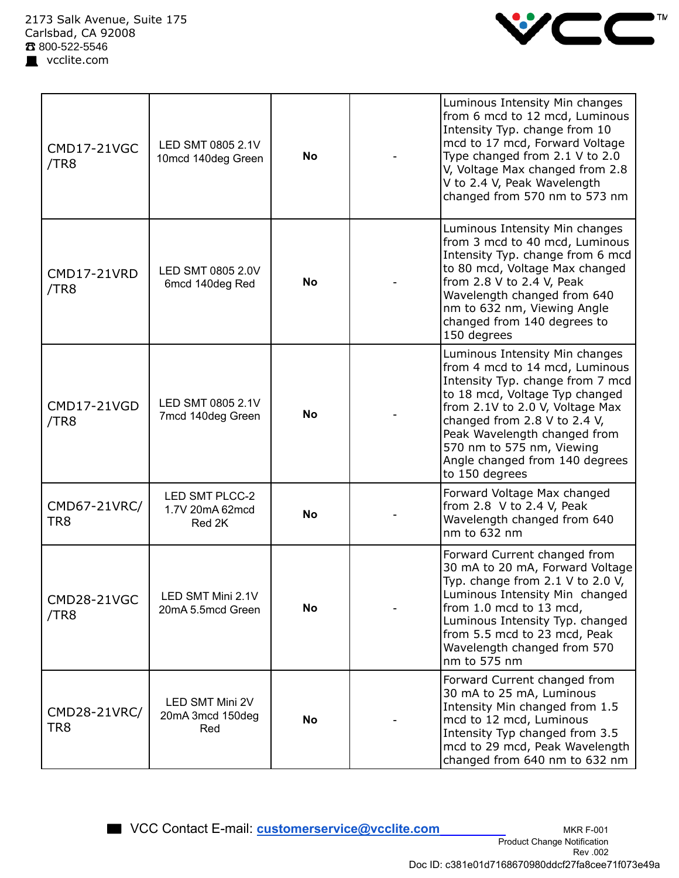2173 Salk Avenue, Suite 175
Carlsbad, CA 92008
☎ 800-522-5546
vcclite.com

| | | | | |
|---|---|---|---|---|
| CMD17-21VGC /TR8 | LED SMT 0805 2.1V 10mcd 140deg Green | **No** | - | Luminous Intensity Min changes from 6 mcd to 12 mcd, Luminous Intensity Typ. change from 10 mcd to 17 mcd, Forward Voltage Type changed from 2.1 V to 2.0 V, Voltage Max changed from 2.8 V to 2.4 V, Peak Wavelength changed from 570 nm to 573 nm |
| CMD17-21VRD /TR8 | LED SMT 0805 2.0V 6mcd 140deg Red | **No** | - | Luminous Intensity Min changes from 3 mcd to 40 mcd, Luminous Intensity Typ. change from 6 mcd to 80 mcd, Voltage Max changed from 2.8 V to 2.4 V, Peak Wavelength changed from 640 nm to 632 nm, Viewing Angle changed from 140 degrees to 150 degrees |
| CMD17-21VGD /TR8 | LED SMT 0805 2.1V 7mcd 140deg Green | **No** | - | Luminous Intensity Min changes from 4 mcd to 14 mcd, Luminous Intensity Typ. change from 7 mcd to 18 mcd, Voltage Typ changed from 2.1V to 2.0 V, Voltage Max changed from 2.8 V to 2.4 V, Peak Wavelength changed from 570 nm to 575 nm, Viewing Angle changed from 140 degrees to 150 degrees |
| CMD67-21VRC/ TR8 | LED SMT PLCC-2 1.7V 20mA 62mcd Red 2K | **No** | - | Forward Voltage Max changed from 2.8 V to 2.4 V, Peak Wavelength changed from 640 nm to 632 nm |
| CMD28-21VGC /TR8 | LED SMT Mini 2.1V 20mA 5.5mcd Green | **No** | - | Forward Current changed from 30 mA to 20 mA, Forward Voltage Typ. change from 2.1 V to 2.0 V, Luminous Intensity Min changed from 1.0 mcd to 13 mcd, Luminous Intensity Typ. changed from 5.5 mcd to 23 mcd, Peak Wavelength changed from 570 nm to 575 nm |
| CMD28-21VRC/ TR8 | LED SMT Mini 2V 20mA 3mcd 150deg Red | **No** | - | Forward Current changed from 30 mA to 25 mA, Luminous Intensity Min changed from 1.5 mcd to 12 mcd, Luminous Intensity Typ changed from 3.5 mcd to 29 mcd, Peak Wavelength changed from 640 nm to 632 nm |

VCC Contact E-mail: **customerservice@vcclite.com**

MKR F-001
Product Change Notification
Rev .002

Doc ID: c381e01d7168670980ddcf27fa8cee71f073e49a